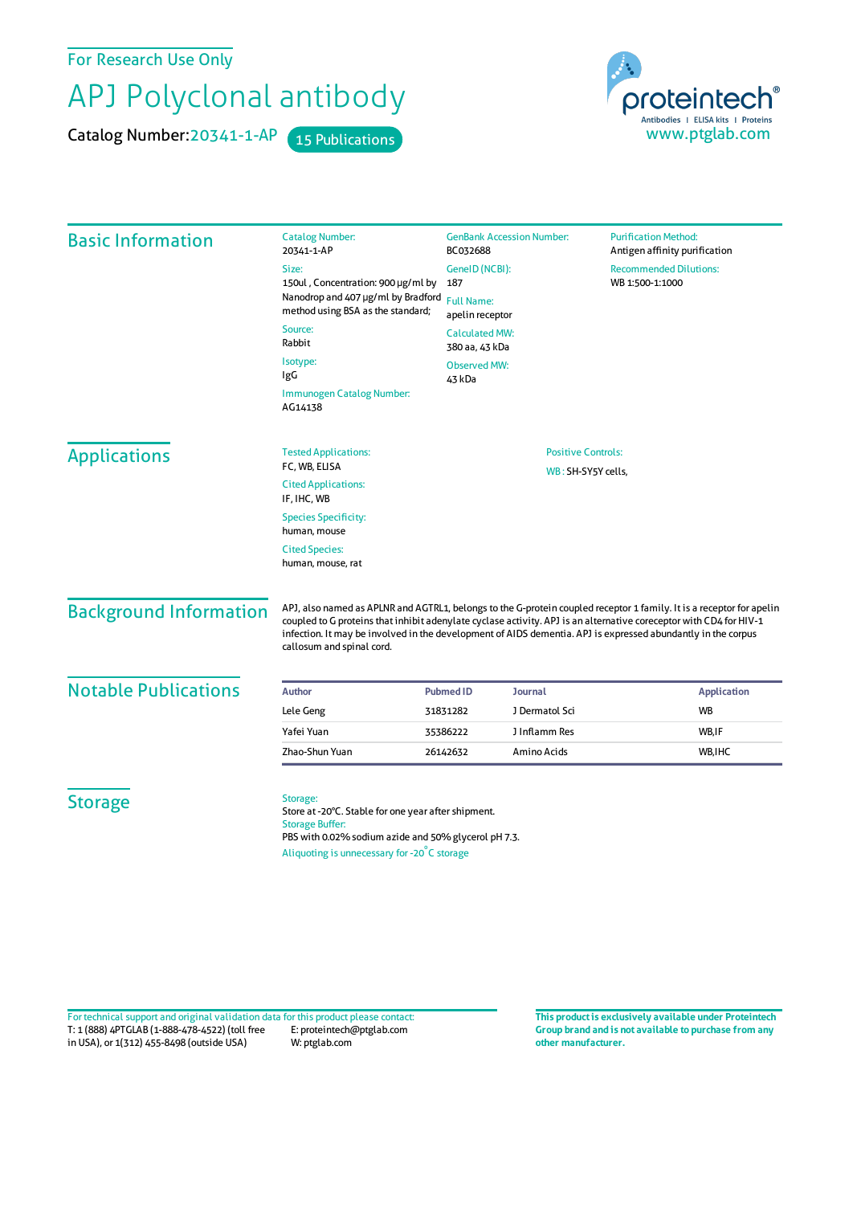For Research Use Only

# APJ Polyclonal antibody

**Catalog Number:** 20341-1-AP   15 Publications

proteintech® Antibodies | ELISA kits | Proteins
www.ptglab.com

## Basic Information

**Catalog Number:**
20341-1-AP

**Size:**
150ul , Concentration: 900 μg/ml by Nanodrop and 407 μg/ml by Bradford method using BSA as the standard;

**Source:**
Rabbit

**Isotype:**
IgG

**Immunogen Catalog Number:**
AG14138

**GenBank Accession Number:**
BC032688

**GeneID (NCBI):**
187

**Full Name:**
apelin receptor

**Calculated MW:**
380 aa, 43 kDa

**Observed MW:**
43 kDa

**Purification Method:**
Antigen affinity purification

**Recommended Dilutions:**
WB 1:500-1:1000

## Applications

**Tested Applications:**
FC, WB, ELISA

**Cited Applications:**
IF, IHC, WB

**Species Specificity:**
human, mouse

**Cited Species:**
human, mouse, rat

**Positive Controls:**
WB : SH-SY5Y cells,

## Background Information

APJ, also named as APLNR and AGTRL1, belongs to the G-protein coupled receptor 1 family. It is a receptor for apelin coupled to G proteins that inhibit adenylate cyclase activity. APJ is an alternative coreceptor with CD4 for HIV-1 infection. It may be involved in the development of AIDS dementia. APJ is expressed abundantly in the corpus callosum and spinal cord.

## Notable Publications

| Author | Pubmed ID | Journal | Application |
|---|---|---|---|
| Lele Geng | 31831282 | J Dermatol Sci | WB |
| Yafei Yuan | 35386222 | J Inflamm Res | WB,IF |
| Zhao-Shun Yuan | 26142632 | Amino Acids | WB,IHC |

## Storage

**Storage:**
Store at -20°C. Stable for one year after shipment.

**Storage Buffer:**
PBS with 0.02% sodium azide and 50% glycerol pH 7.3.

Aliquoting is unnecessary for -20°C storage

For technical support and original validation data for this product please contact:
T: 1 (888) 4PTGLAB (1-888-478-4522) (toll free in USA), or 1(312) 455-8498 (outside USA)
E: proteintech@ptglab.com
W: ptglab.com

**This product is exclusively available under Proteintech Group brand and is not available to purchase from any other manufacturer.**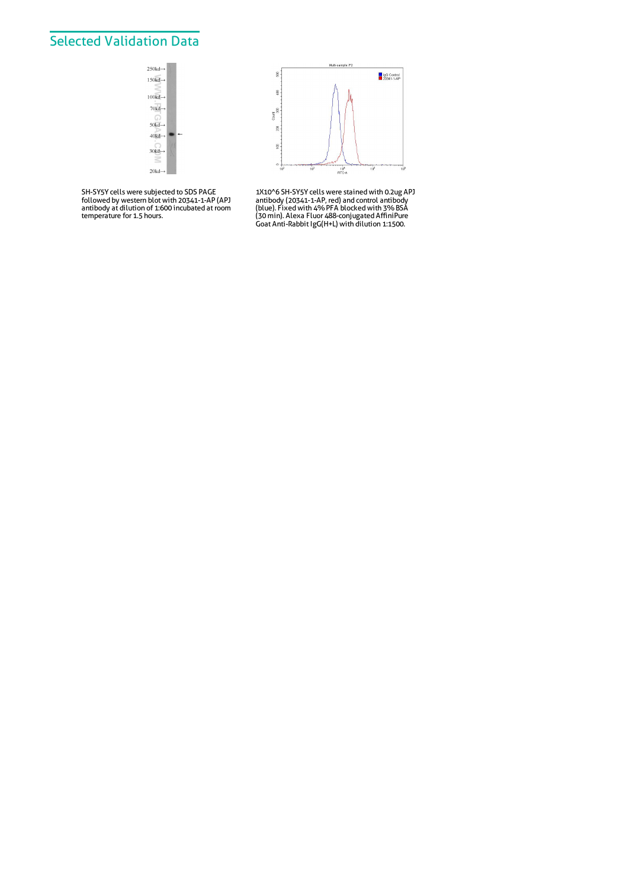## Selected Validation Data

250kd→
150kd→
100kd→
70kd→
50kd→
40kd→
30kd→
20kd→

SH-SY5Y cells were subjected to SDS PAGE followed by western blot with 20341-1-AP (APJ antibody at dilution of 1:600 incubated at room temperature for 1.5 hours.

Multi-sample: P2

IgG Control
20341-1-AP

Count

FITC-A

1X10^6 SH-SY5Y cells were stained with 0.2ug APJ antibody (20341-1-AP, red) and control antibody (blue). Fixed with 4% PFA blocked with 3% BSA (30 min). Alexa Fluor 488-conjugated AffiniPure Goat Anti-Rabbit IgG(H+L) with dilution 1:1500.